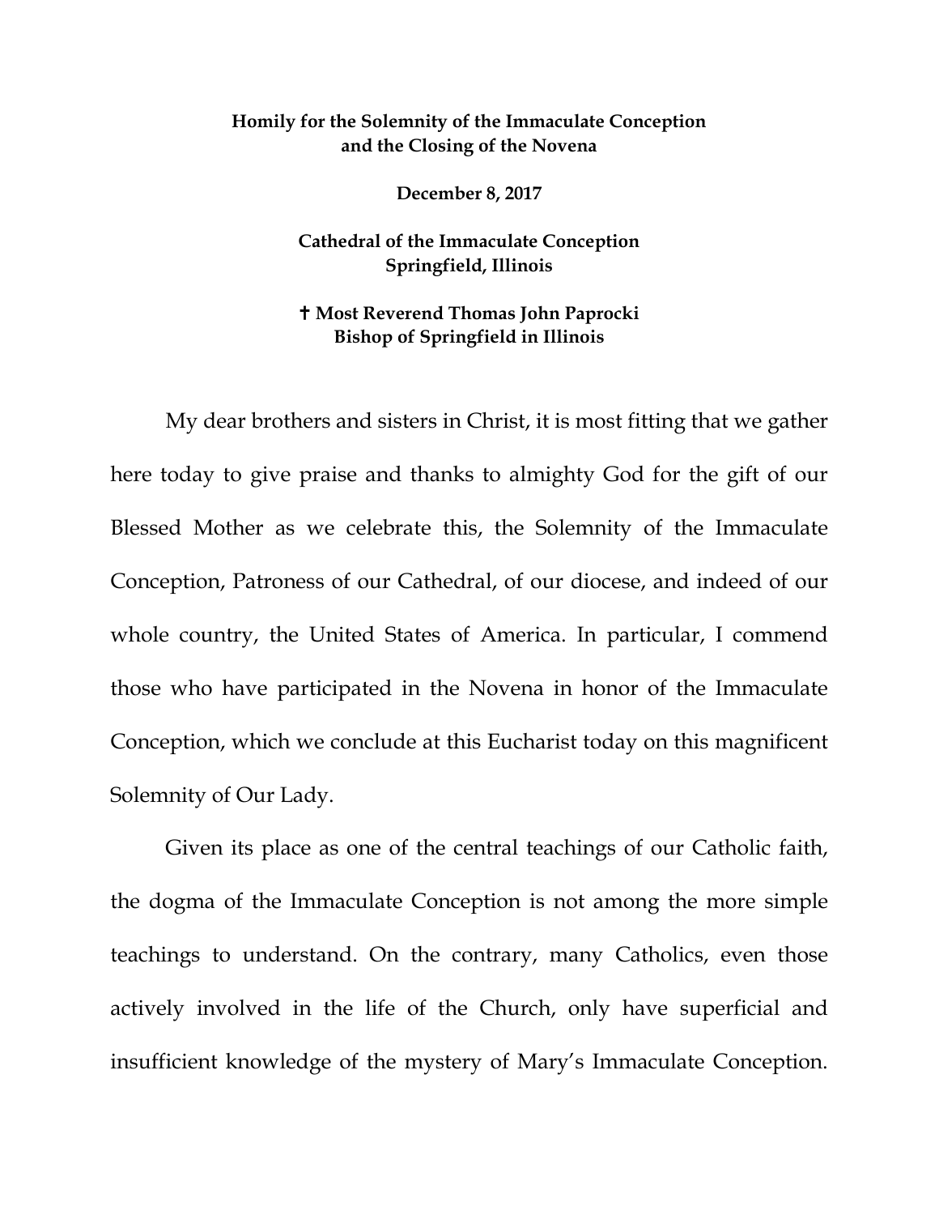**Homily for the Solemnity of the Immaculate Conception and the Closing of the Novena**

**December 8, 2017**

**Cathedral of the Immaculate Conception**
**Springfield, Illinois**

**✝ Most Reverend Thomas John Paprocki**
**Bishop of Springfield in Illinois**

My dear brothers and sisters in Christ, it is most fitting that we gather here today to give praise and thanks to almighty God for the gift of our Blessed Mother as we celebrate this, the Solemnity of the Immaculate Conception, Patroness of our Cathedral, of our diocese, and indeed of our whole country, the United States of America. In particular, I commend those who have participated in the Novena in honor of the Immaculate Conception, which we conclude at this Eucharist today on this magnificent Solemnity of Our Lady.

Given its place as one of the central teachings of our Catholic faith, the dogma of the Immaculate Conception is not among the more simple teachings to understand. On the contrary, many Catholics, even those actively involved in the life of the Church, only have superficial and insufficient knowledge of the mystery of Mary's Immaculate Conception.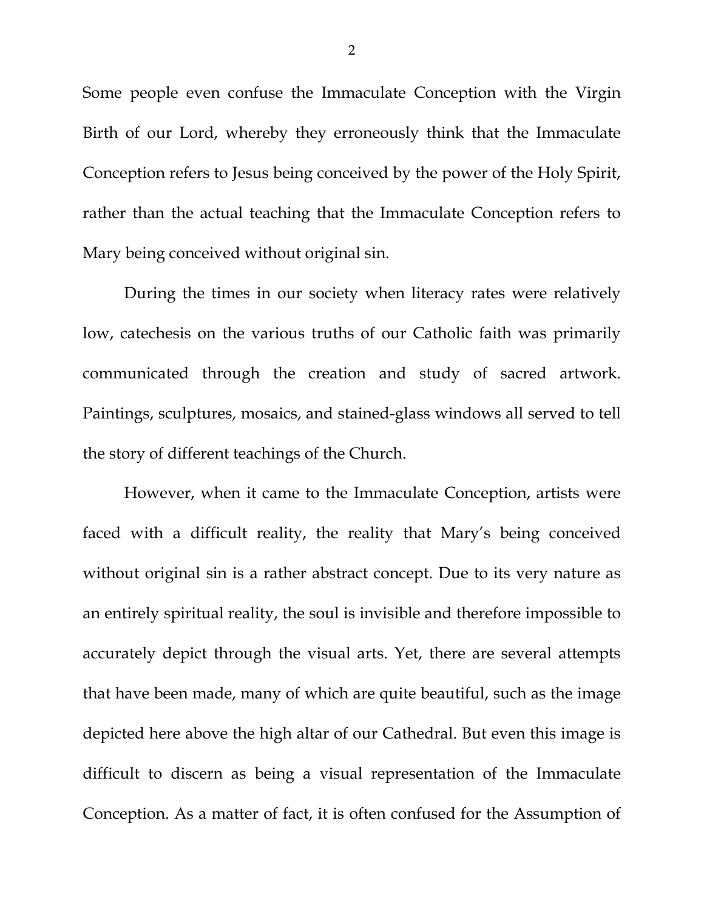Some people even confuse the Immaculate Conception with the Virgin Birth of our Lord, whereby they erroneously think that the Immaculate Conception refers to Jesus being conceived by the power of the Holy Spirit, rather than the actual teaching that the Immaculate Conception refers to Mary being conceived without original sin.

During the times in our society when literacy rates were relatively low, catechesis on the various truths of our Catholic faith was primarily communicated through the creation and study of sacred artwork. Paintings, sculptures, mosaics, and stained-glass windows all served to tell the story of different teachings of the Church.

However, when it came to the Immaculate Conception, artists were faced with a difficult reality, the reality that Mary's being conceived without original sin is a rather abstract concept. Due to its very nature as an entirely spiritual reality, the soul is invisible and therefore impossible to accurately depict through the visual arts. Yet, there are several attempts that have been made, many of which are quite beautiful, such as the image depicted here above the high altar of our Cathedral. But even this image is difficult to discern as being a visual representation of the Immaculate Conception. As a matter of fact, it is often confused for the Assumption of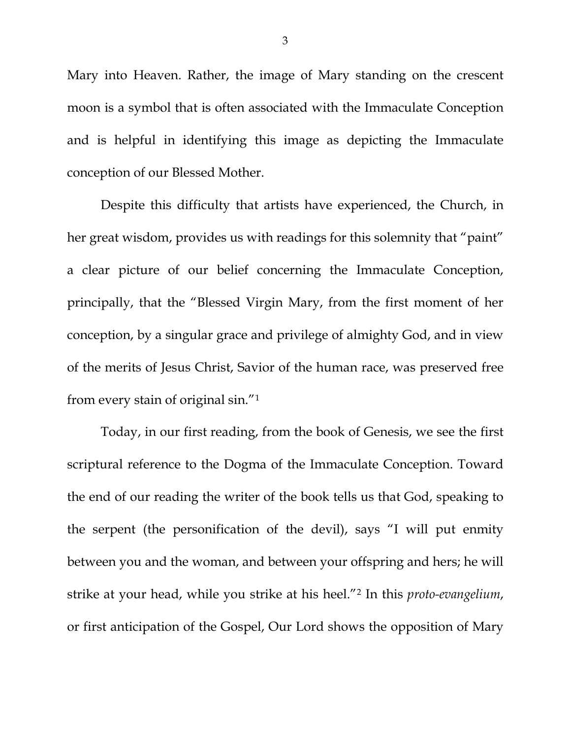Mary into Heaven. Rather, the image of Mary standing on the crescent moon is a symbol that is often associated with the Immaculate Conception and is helpful in identifying this image as depicting the Immaculate conception of our Blessed Mother.

Despite this difficulty that artists have experienced, the Church, in her great wisdom, provides us with readings for this solemnity that "paint" a clear picture of our belief concerning the Immaculate Conception, principally, that the "Blessed Virgin Mary, from the first moment of her conception, by a singular grace and privilege of almighty God, and in view of the merits of Jesus Christ, Savior of the human race, was preserved free from every stain of original sin."[1]

Today, in our first reading, from the book of Genesis, we see the first scriptural reference to the Dogma of the Immaculate Conception. Toward the end of our reading the writer of the book tells us that God, speaking to the serpent (the personification of the devil), says "I will put enmity between you and the woman, and between your offspring and hers; he will strike at your head, while you strike at his heel."[2] In this *proto-evangelium*, or first anticipation of the Gospel, Our Lord shows the opposition of Mary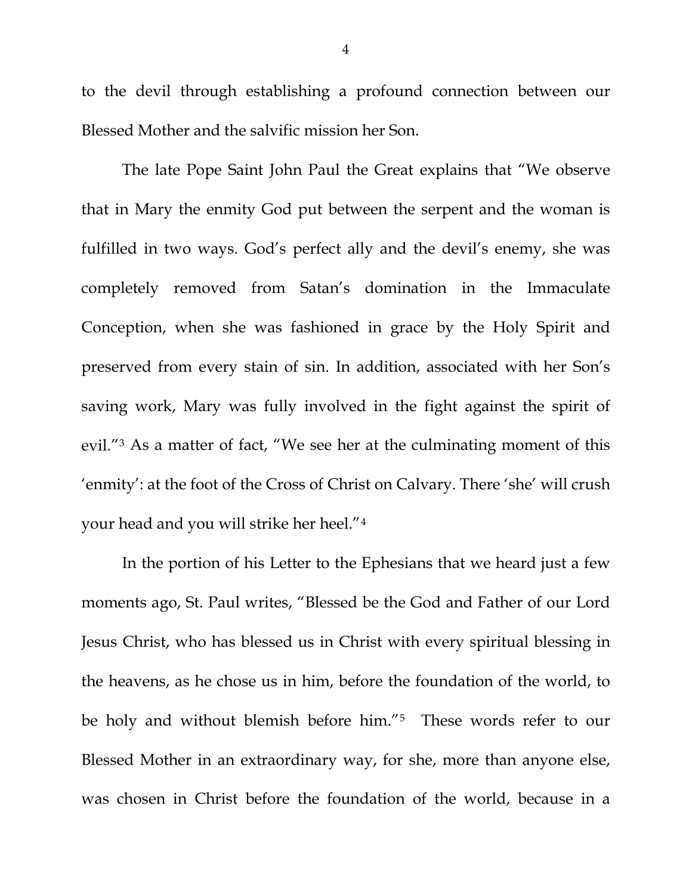to the devil through establishing a profound connection between our Blessed Mother and the salvific mission her Son.

The late Pope Saint John Paul the Great explains that "We observe that in Mary the enmity God put between the serpent and the woman is fulfilled in two ways. God's perfect ally and the devil's enemy, she was completely removed from Satan's domination in the Immaculate Conception, when she was fashioned in grace by the Holy Spirit and preserved from every stain of sin. In addition, associated with her Son's saving work, Mary was fully involved in the fight against the spirit of evil."[3] As a matter of fact, "We see her at the culminating moment of this 'enmity': at the foot of the Cross of Christ on Calvary. There 'she' will crush your head and you will strike her heel."[4]

In the portion of his Letter to the Ephesians that we heard just a few moments ago, St. Paul writes, "Blessed be the God and Father of our Lord Jesus Christ, who has blessed us in Christ with every spiritual blessing in the heavens, as he chose us in him, before the foundation of the world, to be holy and without blemish before him."[5] These words refer to our Blessed Mother in an extraordinary way, for she, more than anyone else, was chosen in Christ before the foundation of the world, because in a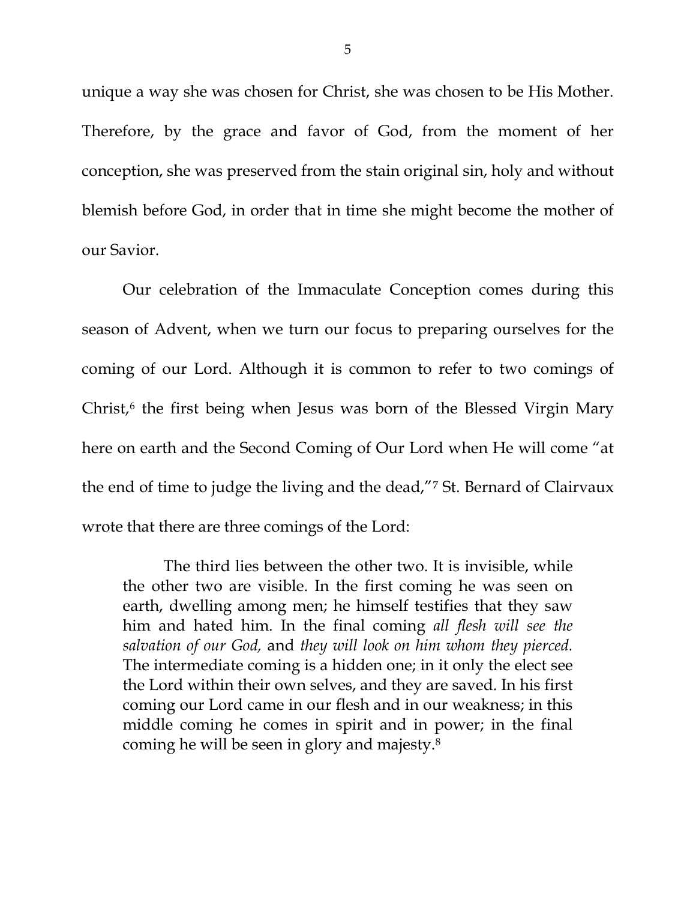unique a way she was chosen for Christ, she was chosen to be His Mother. Therefore, by the grace and favor of God, from the moment of her conception, she was preserved from the stain original sin, holy and without blemish before God, in order that in time she might become the mother of our Savior.

Our celebration of the Immaculate Conception comes during this season of Advent, when we turn our focus to preparing ourselves for the coming of our Lord. Although it is common to refer to two comings of Christ,[6] the first being when Jesus was born of the Blessed Virgin Mary here on earth and the Second Coming of Our Lord when He will come "at the end of time to judge the living and the dead,"[7] St. Bernard of Clairvaux wrote that there are three comings of the Lord:

> The third lies between the other two. It is invisible, while the other two are visible. In the first coming he was seen on earth, dwelling among men; he himself testifies that they saw him and hated him. In the final coming *all flesh will see the salvation of our God,* and *they will look on him whom they pierced.* The intermediate coming is a hidden one; in it only the elect see the Lord within their own selves, and they are saved. In his first coming our Lord came in our flesh and in our weakness; in this middle coming he comes in spirit and in power; in the final coming he will be seen in glory and majesty.[8]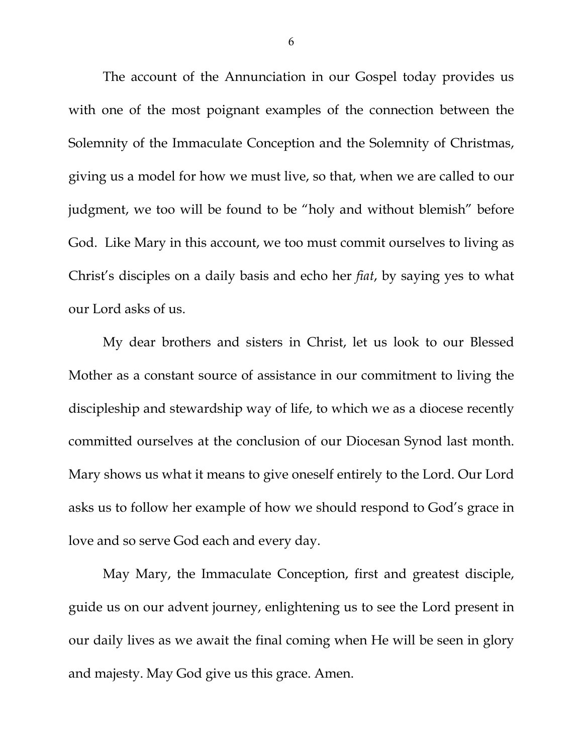The account of the Annunciation in our Gospel today provides us with one of the most poignant examples of the connection between the Solemnity of the Immaculate Conception and the Solemnity of Christmas, giving us a model for how we must live, so that, when we are called to our judgment, we too will be found to be "holy and without blemish" before God. Like Mary in this account, we too must commit ourselves to living as Christ's disciples on a daily basis and echo her *fiat*, by saying yes to what our Lord asks of us.

My dear brothers and sisters in Christ, let us look to our Blessed Mother as a constant source of assistance in our commitment to living the discipleship and stewardship way of life, to which we as a diocese recently committed ourselves at the conclusion of our Diocesan Synod last month. Mary shows us what it means to give oneself entirely to the Lord. Our Lord asks us to follow her example of how we should respond to God's grace in love and so serve God each and every day.

May Mary, the Immaculate Conception, first and greatest disciple, guide us on our advent journey, enlightening us to see the Lord present in our daily lives as we await the final coming when He will be seen in glory and majesty. May God give us this grace. Amen.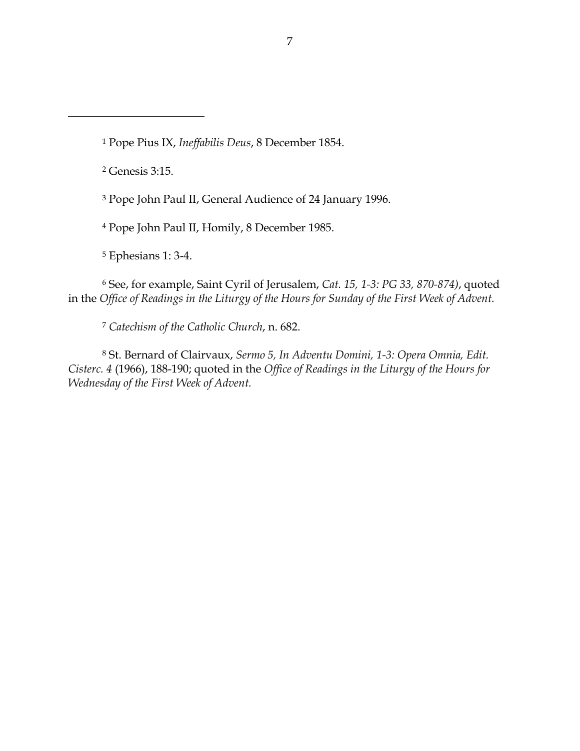[1] Pope Pius IX, *Ineffabilis Deus*, 8 December 1854.

[2] Genesis 3:15.

[3] Pope John Paul II, General Audience of 24 January 1996.

[4] Pope John Paul II, Homily, 8 December 1985.

[5] Ephesians 1: 3-4.

[6] See, for example, Saint Cyril of Jerusalem, *Cat. 15, 1-3: PG 33, 870-874)*, quoted in the *Office of Readings in the Liturgy of the Hours for Sunday of the First Week of Advent.*

[7] *Catechism of the Catholic Church*, n. 682.

[8] St. Bernard of Clairvaux, *Sermo 5, In Adventu Domini, 1-3: Opera Omnia, Edit. Cisterc. 4* (1966), 188-190; quoted in the *Office of Readings in the Liturgy of the Hours for Wednesday of the First Week of Advent.*